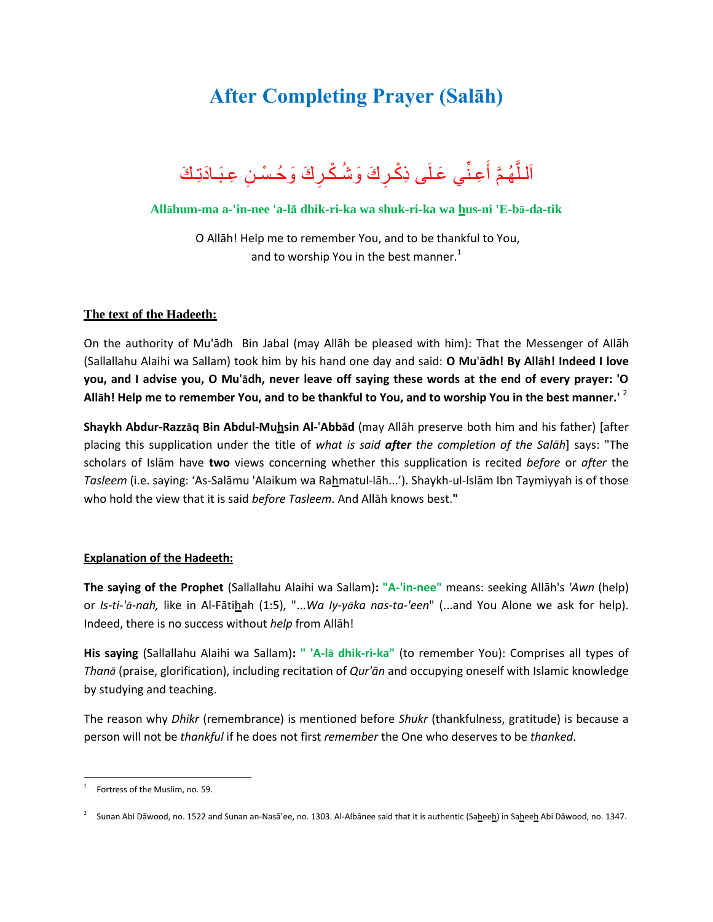# After Completing Prayer (Salāh)

اَللَّهُمَّ أَعِنِّي عَلَى ذِكْرِكَ وَشُكْرِكَ وَحُسْنِ عِبَادَتِكَ

**Allāhum-ma a-'in-nee 'a-lā dhik-ri-ka wa shuk-ri-ka wa hus-ni 'E-bā-da-tik**

O Allāh! Help me to remember You, and to be thankful to You, and to worship You in the best manner.[1]

**The text of the Hadeeth:**

On the authority of Mu'ādh Bin Jabal (may Allāh be pleased with him): That the Messenger of Allāh (Sallallahu Alaihi wa Sallam) took him by his hand one day and said: **O Mu'ādh! By Allāh! Indeed I love you, and I advise you, O Mu'ādh, never leave off saying these words at the end of every prayer: 'O Allāh! Help me to remember You, and to be thankful to You, and to worship You in the best manner.'** [2]

**Shaykh Abdur-Razzāq Bin Abdul-Muhsin Al-'Abbād** (may Allāh preserve both him and his father) [after placing this supplication under the title of *what is said* ***after*** *the completion of the Salāh*] says: "The scholars of Islām have **two** views concerning whether this supplication is recited *before* or *after* the *Tasleem* (i.e. saying: 'As-Salāmu 'Alaikum wa Rahmatul-lāh...'). Shaykh-ul-Islām Ibn Taymiyyah is of those who hold the view that it is said *before Tasleem*. And Allāh knows best.**"**

**Explanation of the Hadeeth:**

**The saying of the Prophet** (Sallallahu Alaihi wa Sallam)**: "A-'in-nee"** means: seeking Allāh's *'Awn* (help) or *Is-ti-'ā-nah,* like in Al-Fātihah (1:5), "...*Wa Iy-yāka nas-ta-'een*" (...and You Alone we ask for help). Indeed, there is no success without *help* from Allāh!

**His saying** (Sallallahu Alaihi wa Sallam)**: " 'A-lā dhik-ri-ka"** (to remember You): Comprises all types of *Thanā* (praise, glorification), including recitation of *Qur'ān* and occupying oneself with Islamic knowledge by studying and teaching.

The reason why *Dhikr* (remembrance) is mentioned before *Shukr* (thankfulness, gratitude) is because a person will not be *thankful* if he does not first *remember* the One who deserves to be *thanked*.

---

[1] Fortress of the Muslim, no. 59.

[2] Sunan Abi Dāwood, no. 1522 and Sunan an-Nasā'ee, no. 1303. Al-Albānee said that it is authentic (Saheeh) in Saheeh Abi Dāwood, no. 1347.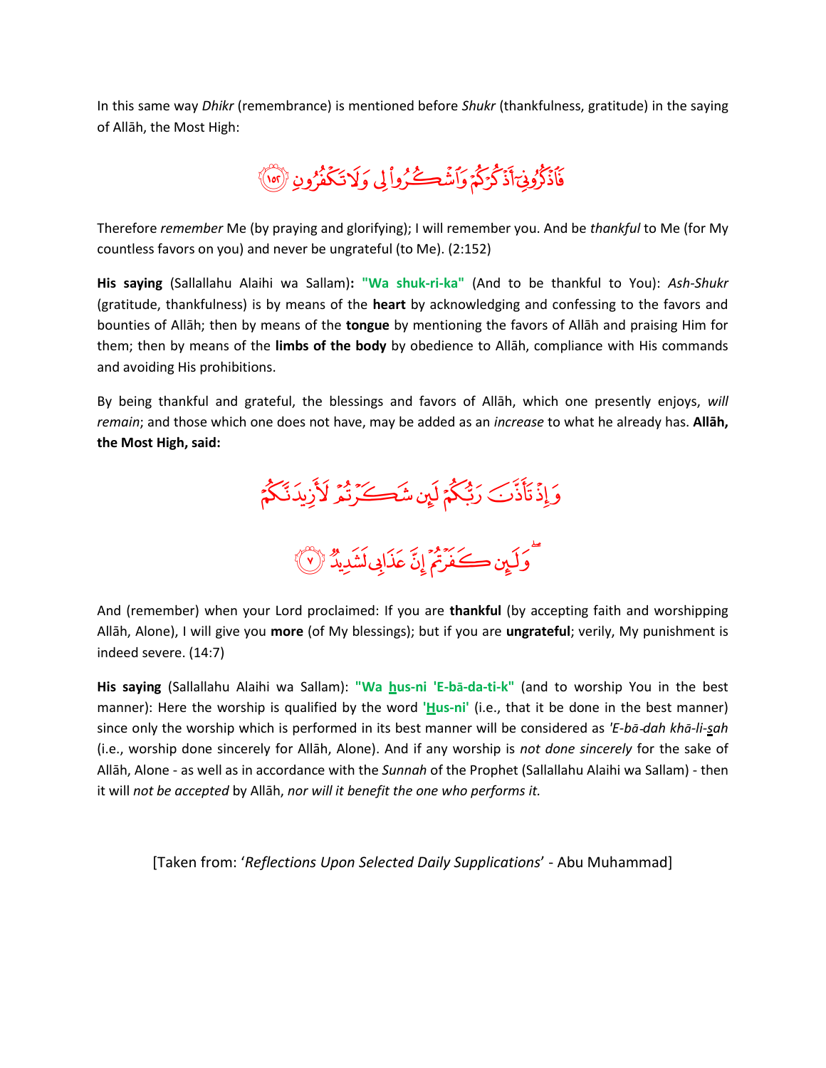In this same way *Dhikr* (remembrance) is mentioned before *Shukr* (thankfulness, gratitude) in the saying of Allāh, the Most High:

فَٱذۡكُرُونِيٓ أَذۡكُرۡكُمۡ وَٱشۡكُرُواْ لِي وَلَا تَكۡفُرُونِ ﴿١٥٢﴾

Therefore *remember* Me (by praying and glorifying); I will remember you. And be *thankful* to Me (for My countless favors on you) and never be ungrateful (to Me). (2:152)

**His saying** (Sallallahu Alaihi wa Sallam)**: "Wa shuk-ri-ka"** (And to be thankful to You): *Ash-Shukr* (gratitude, thankfulness) is by means of the **heart** by acknowledging and confessing to the favors and bounties of Allāh; then by means of the **tongue** by mentioning the favors of Allāh and praising Him for them; then by means of the **limbs of the body** by obedience to Allāh, compliance with His commands and avoiding His prohibitions.

By being thankful and grateful, the blessings and favors of Allāh, which one presently enjoys, *will remain*; and those which one does not have, may be added as an *increase* to what he already has. **Allāh, the Most High, said:**

وَإِذۡ تَأَذَّنَ رَبُّكُمۡ لَئِن شَكَرۡتُمۡ لَأَزِيدَنَّكُمۡۖ

وَلَئِن كَفَرۡتُمۡ إِنَّ عَذَابِي لَشَدِيدٞ ﴿٧﴾

And (remember) when your Lord proclaimed: If you are **thankful** (by accepting faith and worshipping Allāh, Alone), I will give you **more** (of My blessings); but if you are **ungrateful**; verily, My punishment is indeed severe. (14:7)

**His saying** (Sallallahu Alaihi wa Sallam): **"Wa hus-ni 'E-bā-da-ti-k"** (and to worship You in the best manner): Here the worship is qualified by the word **'Hus-ni'** (i.e., that it be done in the best manner) since only the worship which is performed in its best manner will be considered as *'E-bā-dah khā-li-sah* (i.e., worship done sincerely for Allāh, Alone). And if any worship is *not done sincerely* for the sake of Allāh, Alone - as well as in accordance with the *Sunnah* of the Prophet (Sallallahu Alaihi wa Sallam) - then it will *not be accepted* by Allāh, *nor will it benefit the one who performs it.*

[Taken from: '*Reflections Upon Selected Daily Supplications*' - Abu Muhammad]